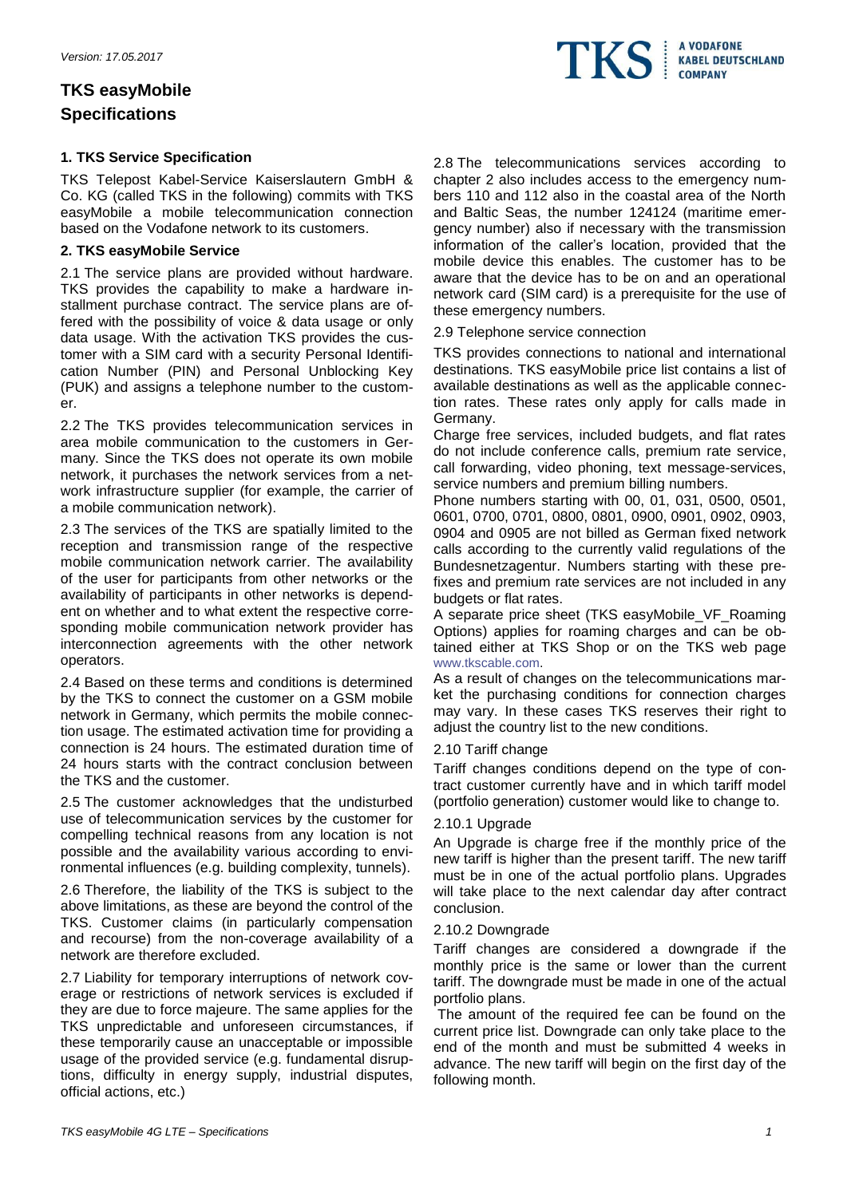*Version: 17.05.2017*

# TKS easyMobile Specifications

### 1. TKS Service Specification

TKS Telepost Kabel-Service Kaiserslautern GmbH & Co. KG (called TKS in the following) commits with TKS easyMobile a mobile telecommunication connection based on the Vodafone network to its customers.

### 2. TKS easyMobile Service

2.1 The service plans are provided without hardware. TKS provides the capability to make a hardware installment purchase contract. The service plans are offered with the possibility of voice & data usage or only data usage. With the activation TKS provides the customer with a SIM card with a security Personal Identification Number (PIN) and Personal Unblocking Key (PUK) and assigns a telephone number to the customer.

2.2 The TKS provides telecommunication services in area mobile communication to the customers in Germany. Since the TKS does not operate its own mobile network, it purchases the network services from a network infrastructure supplier (for example, the carrier of a mobile communication network).

2.3 The services of the TKS are spatially limited to the reception and transmission range of the respective mobile communication network carrier. The availability of the user for participants from other networks or the availability of participants in other networks is dependent on whether and to what extent the respective corresponding mobile communication network provider has interconnection agreements with the other network operators.

2.4 Based on these terms and conditions is determined by the TKS to connect the customer on a GSM mobile network in Germany, which permits the mobile connection usage. The estimated activation time for providing a connection is 24 hours. The estimated duration time of 24 hours starts with the contract conclusion between the TKS and the customer.

2.5 The customer acknowledges that the undisturbed use of telecommunication services by the customer for compelling technical reasons from any location is not possible and the availability various according to environmental influences (e.g. building complexity, tunnels).

2.6 Therefore, the liability of the TKS is subject to the above limitations, as these are beyond the control of the TKS. Customer claims (in particularly compensation and recourse) from the non-coverage availability of a network are therefore excluded.

2.7 Liability for temporary interruptions of network coverage or restrictions of network services is excluded if they are due to force majeure. The same applies for the TKS unpredictable and unforeseen circumstances, if these temporarily cause an unacceptable or impossible usage of the provided service (e.g. fundamental disruptions, difficulty in energy supply, industrial disputes, official actions, etc.)

2.8 The telecommunications services according to chapter 2 also includes access to the emergency numbers 110 and 112 also in the coastal area of the North and Baltic Seas, the number 124124 (maritime emergency number) also if necessary with the transmission information of the caller's location, provided that the mobile device this enables. The customer has to be aware that the device has to be on and an operational network card (SIM card) is a prerequisite for the use of these emergency numbers.

2.9 Telephone service connection

TKS provides connections to national and international destinations. TKS easyMobile price list contains a list of available destinations as well as the applicable connection rates. These rates only apply for calls made in Germany.

Charge free services, included budgets, and flat rates do not include conference calls, premium rate service, call forwarding, video phoning, text message-services, service numbers and premium billing numbers.

Phone numbers starting with 00, 01, 031, 0500, 0501, 0601, 0700, 0701, 0800, 0801, 0900, 0901, 0902, 0903, 0904 and 0905 are not billed as German fixed network calls according to the currently valid regulations of the Bundesnetzagentur. Numbers starting with these prefixes and premium rate services are not included in any budgets or flat rates.

A separate price sheet (TKS easyMobile_VF_Roaming Options) applies for roaming charges and can be obtained either at TKS Shop or on the TKS web page www.tkscable.com.

As a result of changes on the telecommunications market the purchasing conditions for connection charges may vary. In these cases TKS reserves their right to adjust the country list to the new conditions.

2.10 Tariff change

Tariff changes conditions depend on the type of contract customer currently have and in which tariff model (portfolio generation) customer would like to change to.

2.10.1 Upgrade

An Upgrade is charge free if the monthly price of the new tariff is higher than the present tariff. The new tariff must be in one of the actual portfolio plans. Upgrades will take place to the next calendar day after contract conclusion.

2.10.2 Downgrade

Tariff changes are considered a downgrade if the monthly price is the same or lower than the current tariff. The downgrade must be made in one of the actual portfolio plans.

The amount of the required fee can be found on the current price list. Downgrade can only take place to the end of the month and must be submitted 4 weeks in advance. The new tariff will begin on the first day of the following month.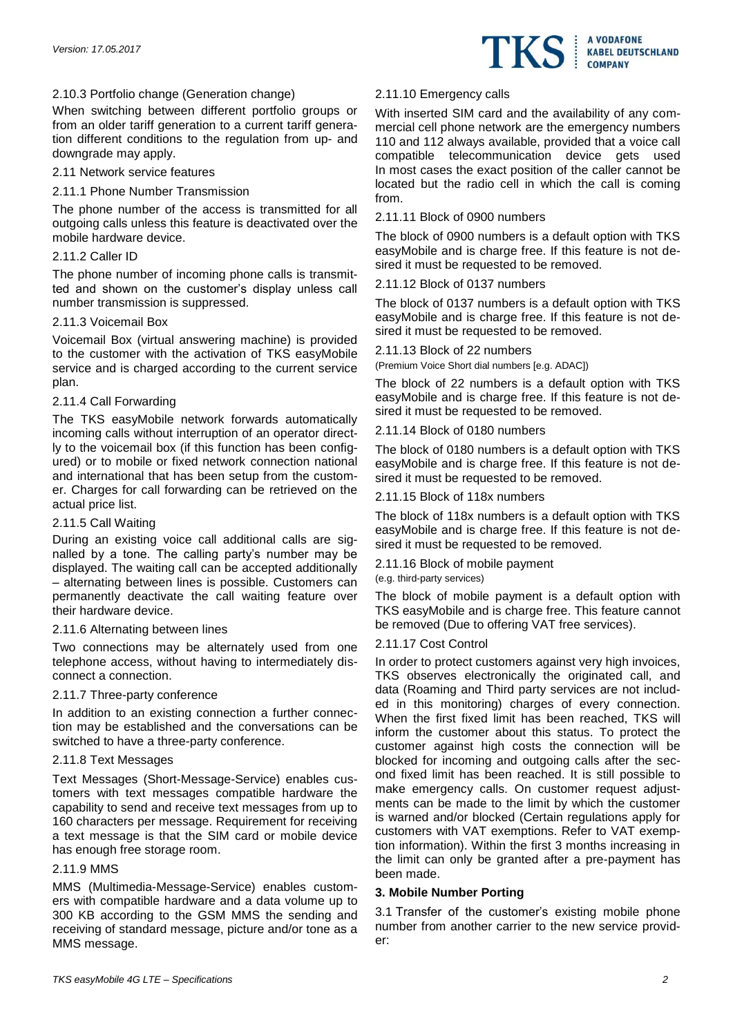#### 2.10.3 Portfolio change (Generation change)

When switching between different portfolio groups or from an older tariff generation to a current tariff generation different conditions to the regulation from up- and downgrade may apply.

### 2.11 Network service features

#### 2.11.1 Phone Number Transmission

The phone number of the access is transmitted for all outgoing calls unless this feature is deactivated over the mobile hardware device.

#### 2.11.2 Caller ID

The phone number of incoming phone calls is transmitted and shown on the customer's display unless call number transmission is suppressed.

#### 2.11.3 Voicemail Box

Voicemail Box (virtual answering machine) is provided to the customer with the activation of TKS easyMobile service and is charged according to the current service plan.

#### 2.11.4 Call Forwarding

The TKS easyMobile network forwards automatically incoming calls without interruption of an operator directly to the voicemail box (if this function has been configured) or to mobile or fixed network connection national and international that has been setup from the customer. Charges for call forwarding can be retrieved on the actual price list.

#### 2.11.5 Call Waiting

During an existing voice call additional calls are signalled by a tone. The calling party's number may be displayed. The waiting call can be accepted additionally – alternating between lines is possible. Customers can permanently deactivate the call waiting feature over their hardware device.

#### 2.11.6 Alternating between lines

Two connections may be alternately used from one telephone access, without having to intermediately disconnect a connection.

#### 2.11.7 Three-party conference

In addition to an existing connection a further connection may be established and the conversations can be switched to have a three-party conference.

#### 2.11.8 Text Messages

Text Messages (Short-Message-Service) enables customers with text messages compatible hardware the capability to send and receive text messages from up to 160 characters per message. Requirement for receiving a text message is that the SIM card or mobile device has enough free storage room.

#### 2.11.9 MMS

MMS (Multimedia-Message-Service) enables customers with compatible hardware and a data volume up to 300 KB according to the GSM MMS the sending and receiving of standard message, picture and/or tone as a MMS message.

#### 2.11.10 Emergency calls

With inserted SIM card and the availability of any commercial cell phone network are the emergency numbers 110 and 112 always available, provided that a voice call compatible telecommunication device gets used In most cases the exact position of the caller cannot be located but the radio cell in which the call is coming from.

#### 2.11.11 Block of 0900 numbers

The block of 0900 numbers is a default option with TKS easyMobile and is charge free. If this feature is not desired it must be requested to be removed.

#### 2.11.12 Block of 0137 numbers

The block of 0137 numbers is a default option with TKS easyMobile and is charge free. If this feature is not desired it must be requested to be removed.

#### 2.11.13 Block of 22 numbers

(Premium Voice Short dial numbers [e.g. ADAC])

The block of 22 numbers is a default option with TKS easyMobile and is charge free. If this feature is not desired it must be requested to be removed.

#### 2.11.14 Block of 0180 numbers

The block of 0180 numbers is a default option with TKS easyMobile and is charge free. If this feature is not desired it must be requested to be removed.

#### 2.11.15 Block of 118x numbers

The block of 118x numbers is a default option with TKS easyMobile and is charge free. If this feature is not desired it must be requested to be removed.

#### 2.11.16 Block of mobile payment

(e.g. third-party services)

The block of mobile payment is a default option with TKS easyMobile and is charge free. This feature cannot be removed (Due to offering VAT free services).

#### 2.11.17 Cost Control

In order to protect customers against very high invoices, TKS observes electronically the originated call, and data (Roaming and Third party services are not included in this monitoring) charges of every connection. When the first fixed limit has been reached, TKS will inform the customer about this status. To protect the customer against high costs the connection will be blocked for incoming and outgoing calls after the second fixed limit has been reached. It is still possible to make emergency calls. On customer request adjustments can be made to the limit by which the customer is warned and/or blocked (Certain regulations apply for customers with VAT exemptions. Refer to VAT exemption information). Within the first 3 months increasing in the limit can only be granted after a pre-payment has been made.

## 3. Mobile Number Porting

3.1 Transfer of the customer's existing mobile phone number from another carrier to the new service provider: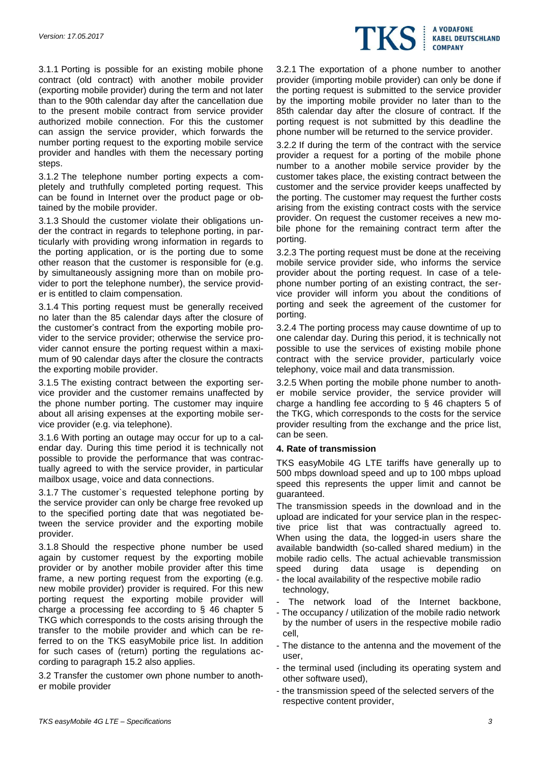3.1.1 Porting is possible for an existing mobile phone contract (old contract) with another mobile provider (exporting mobile provider) during the term and not later than to the 90th calendar day after the cancellation due to the present mobile contract from service provider authorized mobile connection. For this the customer can assign the service provider, which forwards the number porting request to the exporting mobile service provider and handles with them the necessary porting steps.

3.1.2 The telephone number porting expects a completely and truthfully completed porting request. This can be found in Internet over the product page or obtained by the mobile provider.

3.1.3 Should the customer violate their obligations under the contract in regards to telephone porting, in particularly with providing wrong information in regards to the porting application, or is the porting due to some other reason that the customer is responsible for (e.g. by simultaneously assigning more than on mobile provider to port the telephone number), the service provider is entitled to claim compensation.

3.1.4 This porting request must be generally received no later than the 85 calendar days after the closure of the customer's contract from the exporting mobile provider to the service provider; otherwise the service provider cannot ensure the porting request within a maximum of 90 calendar days after the closure the contracts the exporting mobile provider.

3.1.5 The existing contract between the exporting service provider and the customer remains unaffected by the phone number porting. The customer may inquire about all arising expenses at the exporting mobile service provider (e.g. via telephone).

3.1.6 With porting an outage may occur for up to a calendar day. During this time period it is technically not possible to provide the performance that was contractually agreed to with the service provider, in particular mailbox usage, voice and data connections.

3.1.7 The customer`s requested telephone porting by the service provider can only be charge free revoked up to the specified porting date that was negotiated between the service provider and the exporting mobile provider.

3.1.8 Should the respective phone number be used again by customer request by the exporting mobile provider or by another mobile provider after this time frame, a new porting request from the exporting (e.g. new mobile provider) provider is required. For this new porting request the exporting mobile provider will charge a processing fee according to § 46 chapter 5 TKG which corresponds to the costs arising through the transfer to the mobile provider and which can be referred to on the TKS easyMobile price list. In addition for such cases of (return) porting the regulations according to paragraph 15.2 also applies.

3.2 Transfer the customer own phone number to another mobile provider

3.2.1 The exportation of a phone number to another provider (importing mobile provider) can only be done if the porting request is submitted to the service provider by the importing mobile provider no later than to the 85th calendar day after the closure of contract. If the porting request is not submitted by this deadline the phone number will be returned to the service provider.

3.2.2 If during the term of the contract with the service provider a request for a porting of the mobile phone number to a another mobile service provider by the customer takes place, the existing contract between the customer and the service provider keeps unaffected by the porting. The customer may request the further costs arising from the existing contract costs with the service provider. On request the customer receives a new mobile phone for the remaining contract term after the porting.

3.2.3 The porting request must be done at the receiving mobile service provider side, who informs the service provider about the porting request. In case of a telephone number porting of an existing contract, the service provider will inform you about the conditions of porting and seek the agreement of the customer for porting.

3.2.4 The porting process may cause downtime of up to one calendar day. During this period, it is technically not possible to use the services of existing mobile phone contract with the service provider, particularly voice telephony, voice mail and data transmission.

3.2.5 When porting the mobile phone number to another mobile service provider, the service provider will charge a handling fee according to § 46 chapters 5 of the TKG, which corresponds to the costs for the service provider resulting from the exchange and the price list, can be seen.

**4. Rate of transmission**

TKS easyMobile 4G LTE tariffs have generally up to 500 mbps download speed and up to 100 mbps upload speed this represents the upper limit and cannot be guaranteed.

The transmission speeds in the download and in the upload are indicated for your service plan in the respective price list that was contractually agreed to. When using the data, the logged-in users share the available bandwidth (so-called shared medium) in the mobile radio cells. The actual achievable transmission speed during data usage is depending on

- the local availability of the respective mobile radio technology,
- The network load of the Internet backbone,
- The occupancy / utilization of the mobile radio network by the number of users in the respective mobile radio cell,
- The distance to the antenna and the movement of the user,
- the terminal used (including its operating system and other software used),
- the transmission speed of the selected servers of the respective content provider,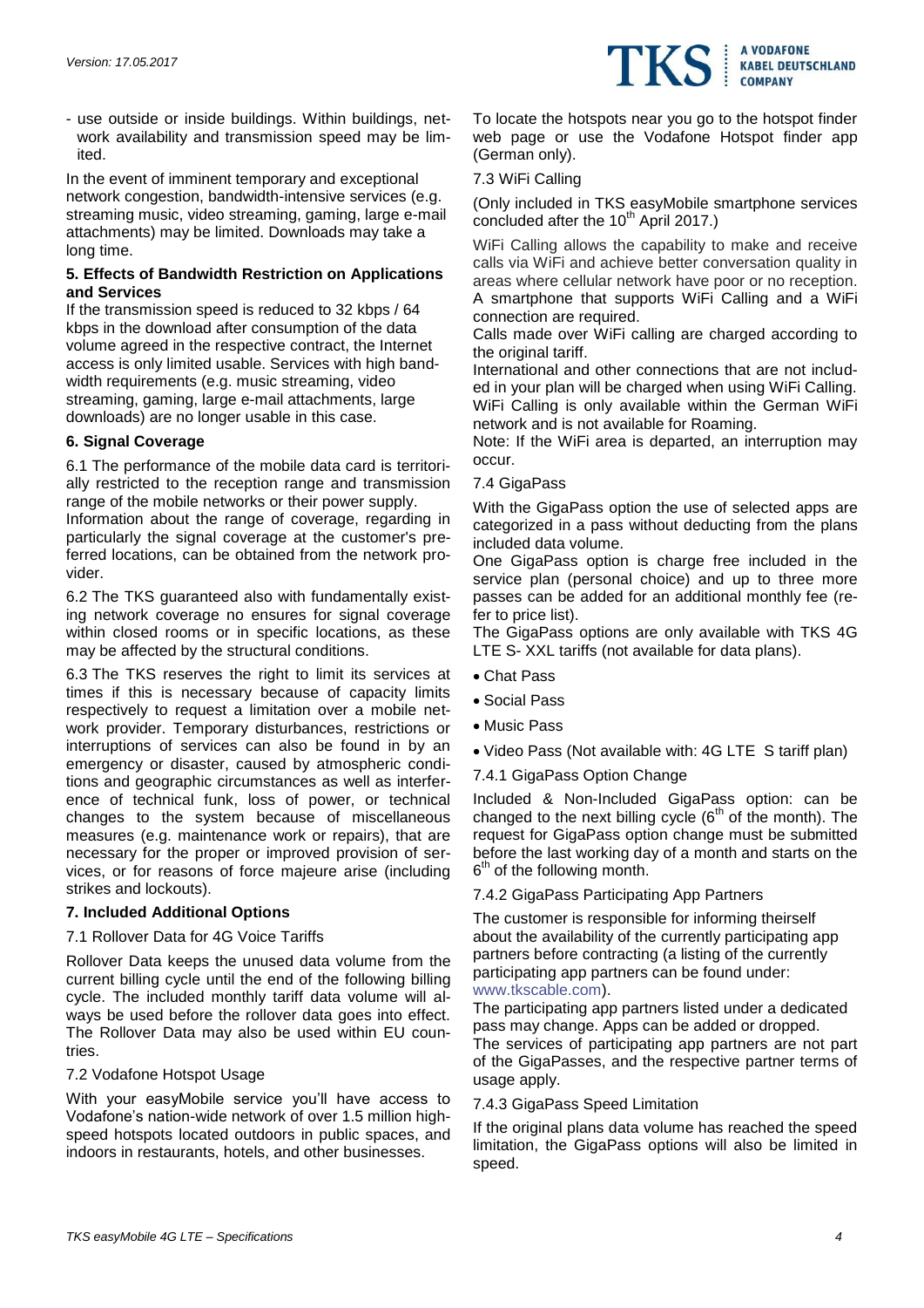- use outside or inside buildings. Within buildings, network availability and transmission speed may be limited.

In the event of imminent temporary and exceptional network congestion, bandwidth-intensive services (e.g. streaming music, video streaming, gaming, large e-mail attachments) may be limited. Downloads may take a long time.

### 5. Effects of Bandwidth Restriction on Applications and Services

If the transmission speed is reduced to 32 kbps / 64 kbps in the download after consumption of the data volume agreed in the respective contract, the Internet access is only limited usable. Services with high bandwidth requirements (e.g. music streaming, video streaming, gaming, large e-mail attachments, large downloads) are no longer usable in this case.

### 6. Signal Coverage

6.1 The performance of the mobile data card is territorially restricted to the reception range and transmission range of the mobile networks or their power supply. Information about the range of coverage, regarding in particularly the signal coverage at the customer's preferred locations, can be obtained from the network provider.

6.2 The TKS guaranteed also with fundamentally existing network coverage no ensures for signal coverage within closed rooms or in specific locations, as these may be affected by the structural conditions.

6.3 The TKS reserves the right to limit its services at times if this is necessary because of capacity limits respectively to request a limitation over a mobile network provider. Temporary disturbances, restrictions or interruptions of services can also be found in by an emergency or disaster, caused by atmospheric conditions and geographic circumstances as well as interference of technical funk, loss of power, or technical changes to the system because of miscellaneous measures (e.g. maintenance work or repairs), that are necessary for the proper or improved provision of services, or for reasons of force majeure arise (including strikes and lockouts).

### 7. Included Additional Options

7.1 Rollover Data for 4G Voice Tariffs

Rollover Data keeps the unused data volume from the current billing cycle until the end of the following billing cycle. The included monthly tariff data volume will always be used before the rollover data goes into effect. The Rollover Data may also be used within EU countries.

7.2 Vodafone Hotspot Usage

With your easyMobile service you'll have access to Vodafone's nation-wide network of over 1.5 million high-speed hotspots located outdoors in public spaces, and indoors in restaurants, hotels, and other businesses.

To locate the hotspots near you go to the hotspot finder web page or use the Vodafone Hotspot finder app (German only).

7.3 WiFi Calling

(Only included in TKS easyMobile smartphone services concluded after the 10th April 2017.)

WiFi Calling allows the capability to make and receive calls via WiFi and achieve better conversation quality in areas where cellular network have poor or no reception. A smartphone that supports WiFi Calling and a WiFi connection are required.
Calls made over WiFi calling are charged according to the original tariff.
International and other connections that are not included in your plan will be charged when using WiFi Calling.
WiFi Calling is only available within the German WiFi network and is not available for Roaming.
Note: If the WiFi area is departed, an interruption may occur.

7.4 GigaPass

With the GigaPass option the use of selected apps are categorized in a pass without deducting from the plans included data volume.
One GigaPass option is charge free included in the service plan (personal choice) and up to three more passes can be added for an additional monthly fee (refer to price list).
The GigaPass options are only available with TKS 4G LTE S- XXL tariffs (not available for data plans).

- Chat Pass
- Social Pass
- Music Pass
- Video Pass (Not available with: 4G LTE S tariff plan)

7.4.1 GigaPass Option Change

Included & Non-Included GigaPass option: can be changed to the next billing cycle (6th of the month). The request for GigaPass option change must be submitted before the last working day of a month and starts on the 6th of the following month.

7.4.2 GigaPass Participating App Partners

The customer is responsible for informing theirself about the availability of the currently participating app partners before contracting (a listing of the currently participating app partners can be found under: www.tkscable.com).
The participating app partners listed under a dedicated pass may change. Apps can be added or dropped.
The services of participating app partners are not part of the GigaPasses, and the respective partner terms of usage apply.

7.4.3 GigaPass Speed Limitation

If the original plans data volume has reached the speed limitation, the GigaPass options will also be limited in speed.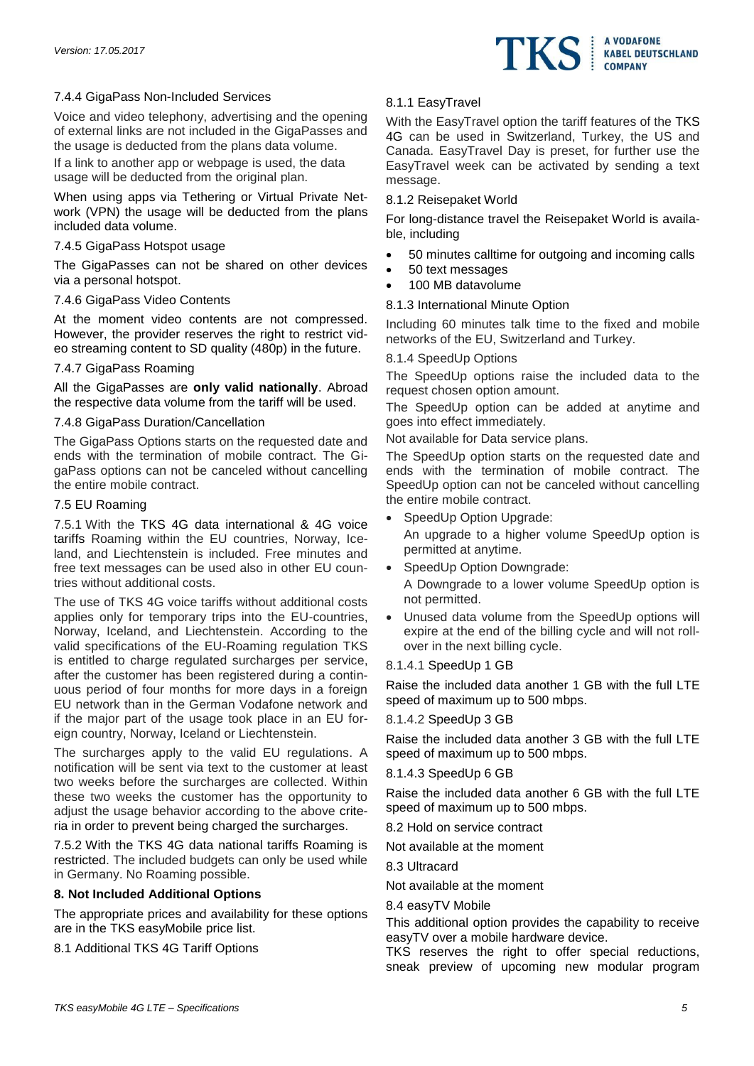#### 7.4.4 GigaPass Non-Included Services

Voice and video telephony, advertising and the opening of external links are not included in the GigaPasses and the usage is deducted from the plans data volume.

If a link to another app or webpage is used, the data usage will be deducted from the original plan.

When using apps via Tethering or Virtual Private Network (VPN) the usage will be deducted from the plans included data volume.

#### 7.4.5 GigaPass Hotspot usage

The GigaPasses can not be shared on other devices via a personal hotspot.

#### 7.4.6 GigaPass Video Contents

At the moment video contents are not compressed. However, the provider reserves the right to restrict video streaming content to SD quality (480p) in the future.

#### 7.4.7 GigaPass Roaming

All the GigaPasses are **only valid nationally**. Abroad the respective data volume from the tariff will be used.

#### 7.4.8 GigaPass Duration/Cancellation

The GigaPass Options starts on the requested date and ends with the termination of mobile contract. The GigaPass options can not be canceled without cancelling the entire mobile contract.

### 7.5 EU Roaming

7.5.1 With the TKS 4G data international & 4G voice tariffs Roaming within the EU countries, Norway, Iceland, and Liechtenstein is included. Free minutes and free text messages can be used also in other EU countries without additional costs.

The use of TKS 4G voice tariffs without additional costs applies only for temporary trips into the EU-countries, Norway, Iceland, and Liechtenstein. According to the valid specifications of the EU-Roaming regulation TKS is entitled to charge regulated surcharges per service, after the customer has been registered during a continuous period of four months for more days in a foreign EU network than in the German Vodafone network and if the major part of the usage took place in an EU foreign country, Norway, Iceland or Liechtenstein.

The surcharges apply to the valid EU regulations. A notification will be sent via text to the customer at least two weeks before the surcharges are collected. Within these two weeks the customer has the opportunity to adjust the usage behavior according to the above criteria in order to prevent being charged the surcharges.

7.5.2 With the TKS 4G data national tariffs Roaming is restricted. The included budgets can only be used while in Germany. No Roaming possible.

## 8. Not Included Additional Options

The appropriate prices and availability for these options are in the TKS easyMobile price list.

### 8.1 Additional TKS 4G Tariff Options

#### 8.1.1 EasyTravel

With the EasyTravel option the tariff features of the TKS 4G can be used in Switzerland, Turkey, the US and Canada. EasyTravel Day is preset, for further use the EasyTravel week can be activated by sending a text message.

#### 8.1.2 Reisepaket World

For long-distance travel the Reisepaket World is available, including

- 50 minutes calltime for outgoing and incoming calls
- 50 text messages
- 100 MB datavolume

#### 8.1.3 International Minute Option

Including 60 minutes talk time to the fixed and mobile networks of the EU, Switzerland and Turkey.

#### 8.1.4 SpeedUp Options

The SpeedUp options raise the included data to the request chosen option amount.

The SpeedUp option can be added at anytime and goes into effect immediately.

Not available for Data service plans.

The SpeedUp option starts on the requested date and ends with the termination of mobile contract. The SpeedUp option can not be canceled without cancelling the entire mobile contract.

- SpeedUp Option Upgrade:
  An upgrade to a higher volume SpeedUp option is permitted at anytime.
- SpeedUp Option Downgrade:
  A Downgrade to a lower volume SpeedUp option is not permitted.
- Unused data volume from the SpeedUp options will expire at the end of the billing cycle and will not rollover in the next billing cycle.

##### 8.1.4.1 SpeedUp 1 GB

Raise the included data another 1 GB with the full LTE speed of maximum up to 500 mbps.

##### 8.1.4.2 SpeedUp 3 GB

Raise the included data another 3 GB with the full LTE speed of maximum up to 500 mbps.

##### 8.1.4.3 SpeedUp 6 GB

Raise the included data another 6 GB with the full LTE speed of maximum up to 500 mbps.

### 8.2 Hold on service contract

Not available at the moment

### 8.3 Ultracard

Not available at the moment

### 8.4 easyTV Mobile

This additional option provides the capability to receive easyTV over a mobile hardware device.
TKS reserves the right to offer special reductions, sneak preview of upcoming new modular program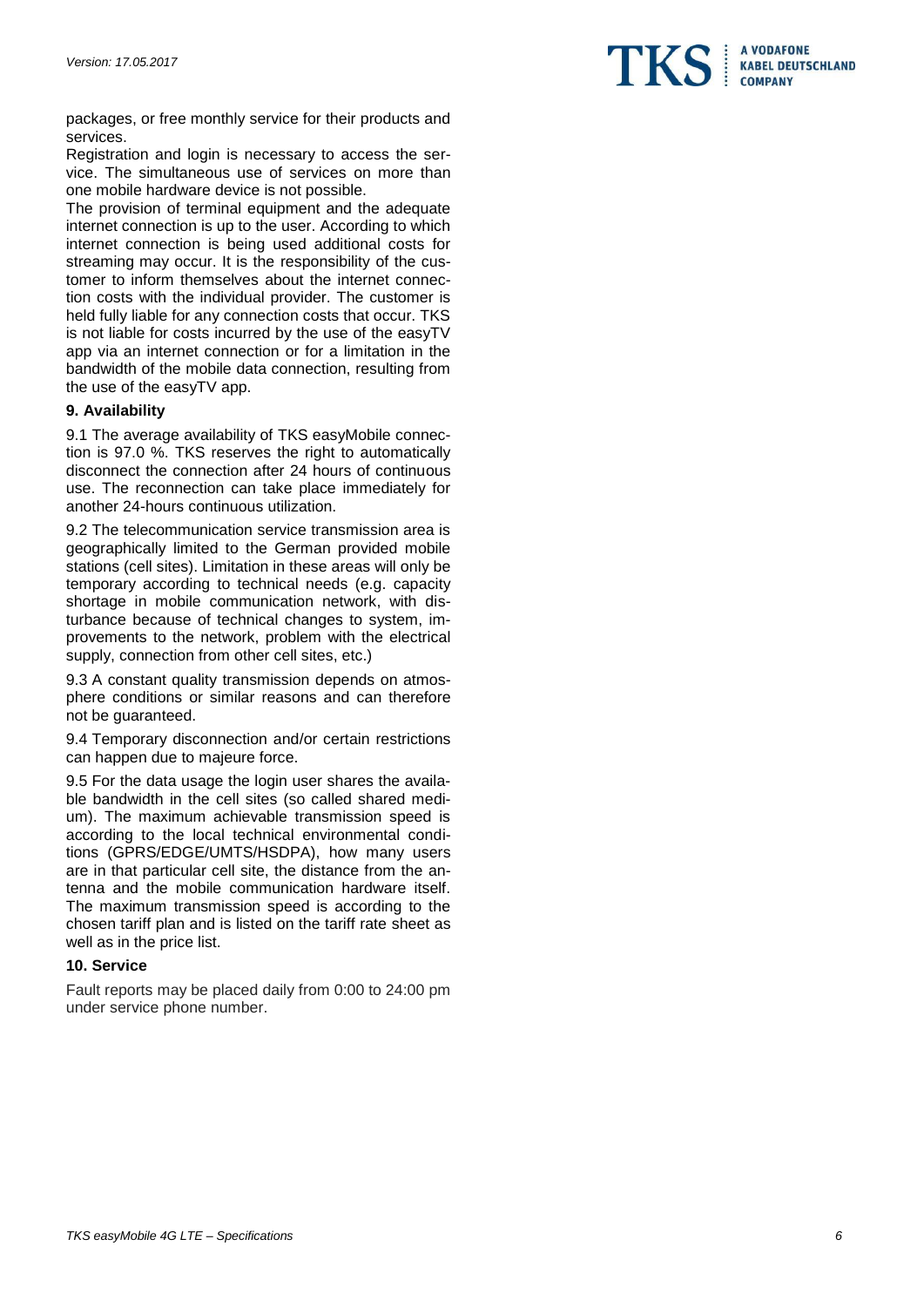packages, or free monthly service for their products and services.

Registration and login is necessary to access the service. The simultaneous use of services on more than one mobile hardware device is not possible.

The provision of terminal equipment and the adequate internet connection is up to the user. According to which internet connection is being used additional costs for streaming may occur. It is the responsibility of the customer to inform themselves about the internet connection costs with the individual provider. The customer is held fully liable for any connection costs that occur. TKS is not liable for costs incurred by the use of the easyTV app via an internet connection or for a limitation in the bandwidth of the mobile data connection, resulting from the use of the easyTV app.

**9. Availability**

9.1 The average availability of TKS easyMobile connection is 97.0 %. TKS reserves the right to automatically disconnect the connection after 24 hours of continuous use. The reconnection can take place immediately for another 24-hours continuous utilization.

9.2 The telecommunication service transmission area is geographically limited to the German provided mobile stations (cell sites). Limitation in these areas will only be temporary according to technical needs (e.g. capacity shortage in mobile communication network, with disturbance because of technical changes to system, improvements to the network, problem with the electrical supply, connection from other cell sites, etc.)

9.3 A constant quality transmission depends on atmosphere conditions or similar reasons and can therefore not be guaranteed.

9.4 Temporary disconnection and/or certain restrictions can happen due to majeure force.

9.5 For the data usage the login user shares the available bandwidth in the cell sites (so called shared medium). The maximum achievable transmission speed is according to the local technical environmental conditions (GPRS/EDGE/UMTS/HSDPA), how many users are in that particular cell site, the distance from the antenna and the mobile communication hardware itself. The maximum transmission speed is according to the chosen tariff plan and is listed on the tariff rate sheet as well as in the price list.

**10. Service**

Fault reports may be placed daily from 0:00 to 24:00 pm under service phone number.